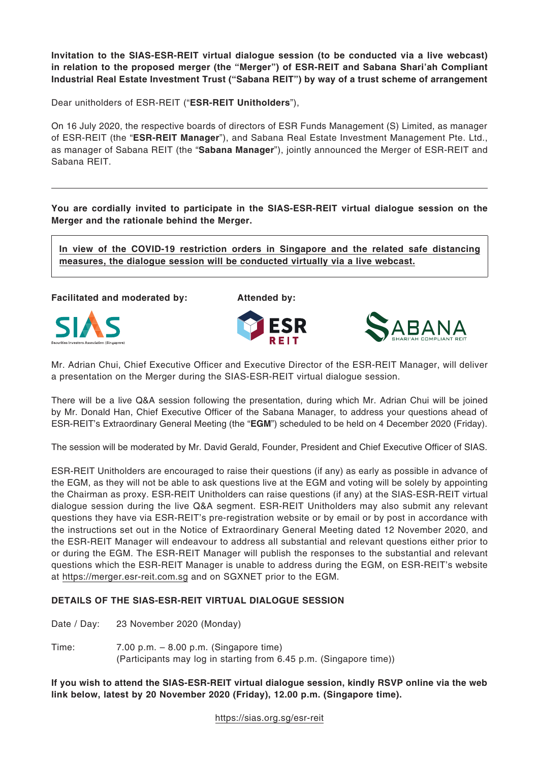**Invitation to the SIAS-ESR-REIT virtual dialogue session (to be conducted via a live webcast) in relation to the proposed merger (the "Merger") of ESR-REIT and Sabana Shari'ah Compliant Industrial Real Estate Investment Trust ("Sabana REIT") by way of a trust scheme of arrangement**

Dear unitholders of ESR-REIT ("**ESR-REIT Unitholders**"),

On 16 July 2020, the respective boards of directors of ESR Funds Management (S) Limited, as manager of ESR-REIT (the "**ESR-REIT Manager**"), and Sabana Real Estate Investment Management Pte. Ltd., as manager of Sabana REIT (the "**Sabana Manager**"), jointly announced the Merger of ESR-REIT and Sabana REIT.

---

**You are cordially invited to participate in the SIAS-ESR-REIT virtual dialogue session on the Merger and the rationale behind the Merger.**

> **In view of the COVID-19 restriction orders in Singapore and the related safe distancing measures, the dialogue session will be conducted virtually via a live webcast.**

**Facilitated and moderated by:** SIAS (Securities Investors Association (Singapore))

**Attended by:** ESR REIT, SABANA SHARI'AH COMPLIANT REIT

Mr. Adrian Chui, Chief Executive Officer and Executive Director of the ESR-REIT Manager, will deliver a presentation on the Merger during the SIAS-ESR-REIT virtual dialogue session.

There will be a live Q&A session following the presentation, during which Mr. Adrian Chui will be joined by Mr. Donald Han, Chief Executive Officer of the Sabana Manager, to address your questions ahead of ESR-REIT's Extraordinary General Meeting (the "**EGM**") scheduled to be held on 4 December 2020 (Friday).

The session will be moderated by Mr. David Gerald, Founder, President and Chief Executive Officer of SIAS.

ESR-REIT Unitholders are encouraged to raise their questions (if any) as early as possible in advance of the EGM, as they will not be able to ask questions live at the EGM and voting will be solely by appointing the Chairman as proxy. ESR-REIT Unitholders can raise questions (if any) at the SIAS-ESR-REIT virtual dialogue session during the live Q&A segment. ESR-REIT Unitholders may also submit any relevant questions they have via ESR-REIT's pre-registration website or by email or by post in accordance with the instructions set out in the Notice of Extraordinary General Meeting dated 12 November 2020, and the ESR-REIT Manager will endeavour to address all substantial and relevant questions either prior to or during the EGM. The ESR-REIT Manager will publish the responses to the substantial and relevant questions which the ESR-REIT Manager is unable to address during the EGM, on ESR-REIT's website at https://merger.esr-reit.com.sg and on SGXNET prior to the EGM.

**DETAILS OF THE SIAS-ESR-REIT VIRTUAL DIALOGUE SESSION**

Date / Day: 23 November 2020 (Monday)

Time: 7.00 p.m. – 8.00 p.m. (Singapore time)
(Participants may log in starting from 6.45 p.m. (Singapore time))

**If you wish to attend the SIAS-ESR-REIT virtual dialogue session, kindly RSVP online via the web link below, latest by 20 November 2020 (Friday), 12.00 p.m. (Singapore time).**

https://sias.org.sg/esr-reit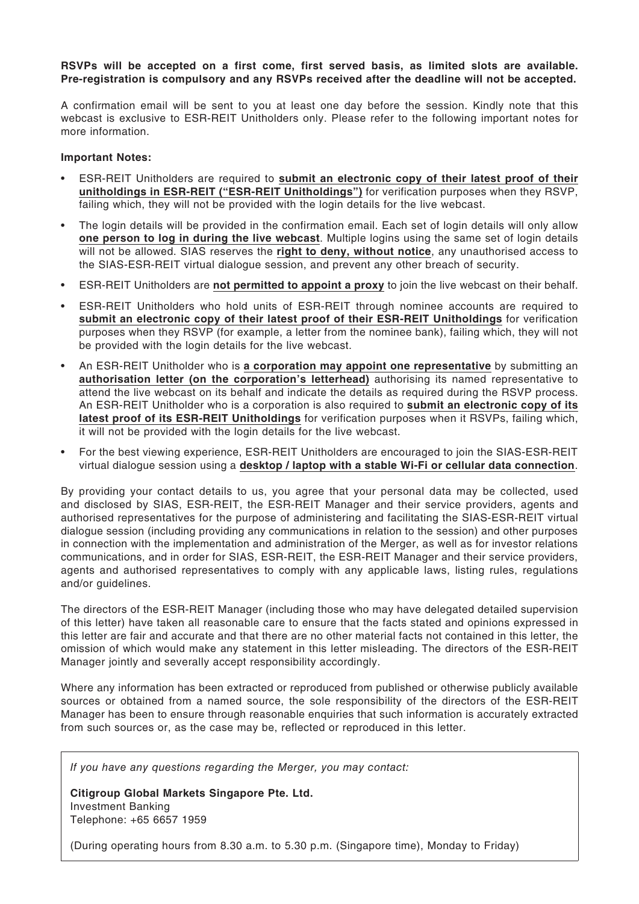**RSVPs will be accepted on a first come, first served basis, as limited slots are available. Pre-registration is compulsory and any RSVPs received after the deadline will not be accepted.**

A confirmation email will be sent to you at least one day before the session. Kindly note that this webcast is exclusive to ESR-REIT Unitholders only. Please refer to the following important notes for more information.

**Important Notes:**

- ESR-REIT Unitholders are required to **submit an electronic copy of their latest proof of their unitholdings in ESR-REIT ("ESR-REIT Unitholdings")** for verification purposes when they RSVP, failing which, they will not be provided with the login details for the live webcast.
- The login details will be provided in the confirmation email. Each set of login details will only allow **one person to log in during the live webcast**. Multiple logins using the same set of login details will not be allowed. SIAS reserves the **right to deny, without notice**, any unauthorised access to the SIAS-ESR-REIT virtual dialogue session, and prevent any other breach of security.
- ESR-REIT Unitholders are **not permitted to appoint a proxy** to join the live webcast on their behalf.
- ESR-REIT Unitholders who hold units of ESR-REIT through nominee accounts are required to **submit an electronic copy of their latest proof of their ESR-REIT Unitholdings** for verification purposes when they RSVP (for example, a letter from the nominee bank), failing which, they will not be provided with the login details for the live webcast.
- An ESR-REIT Unitholder who is **a corporation may appoint one representative** by submitting an **authorisation letter (on the corporation's letterhead)** authorising its named representative to attend the live webcast on its behalf and indicate the details as required during the RSVP process. An ESR-REIT Unitholder who is a corporation is also required to **submit an electronic copy of its latest proof of its ESR-REIT Unitholdings** for verification purposes when it RSVPs, failing which, it will not be provided with the login details for the live webcast.
- For the best viewing experience, ESR-REIT Unitholders are encouraged to join the SIAS-ESR-REIT virtual dialogue session using a **desktop / laptop with a stable Wi-Fi or cellular data connection**.

By providing your contact details to us, you agree that your personal data may be collected, used and disclosed by SIAS, ESR-REIT, the ESR-REIT Manager and their service providers, agents and authorised representatives for the purpose of administering and facilitating the SIAS-ESR-REIT virtual dialogue session (including providing any communications in relation to the session) and other purposes in connection with the implementation and administration of the Merger, as well as for investor relations communications, and in order for SIAS, ESR-REIT, the ESR-REIT Manager and their service providers, agents and authorised representatives to comply with any applicable laws, listing rules, regulations and/or guidelines.

The directors of the ESR-REIT Manager (including those who may have delegated detailed supervision of this letter) have taken all reasonable care to ensure that the facts stated and opinions expressed in this letter are fair and accurate and that there are no other material facts not contained in this letter, the omission of which would make any statement in this letter misleading. The directors of the ESR-REIT Manager jointly and severally accept responsibility accordingly.

Where any information has been extracted or reproduced from published or otherwise publicly available sources or obtained from a named source, the sole responsibility of the directors of the ESR-REIT Manager has been to ensure through reasonable enquiries that such information is accurately extracted from such sources or, as the case may be, reflected or reproduced in this letter.

*If you have any questions regarding the Merger, you may contact:*

**Citigroup Global Markets Singapore Pte. Ltd.**
Investment Banking
Telephone: +65 6657 1959

(During operating hours from 8.30 a.m. to 5.30 p.m. (Singapore time), Monday to Friday)